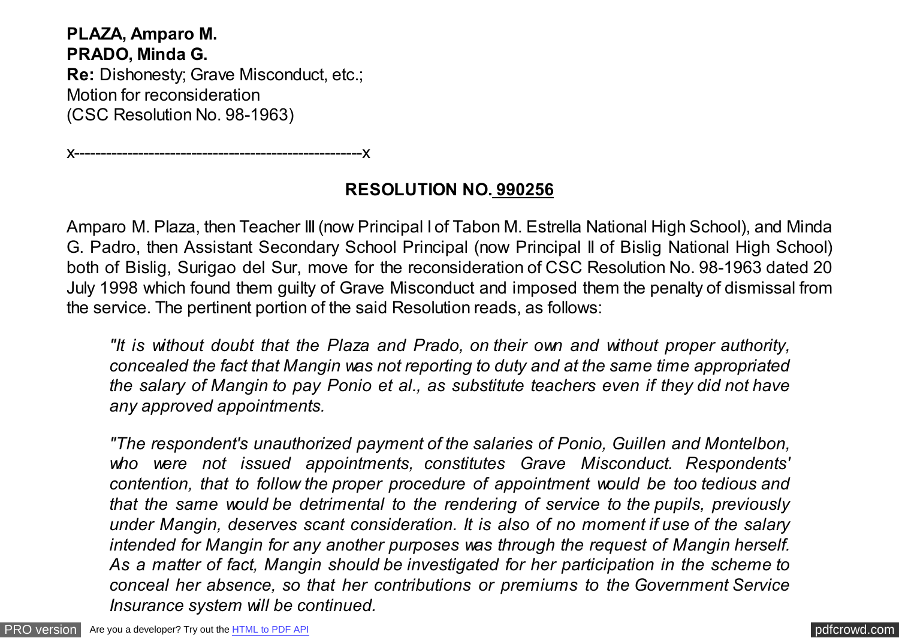**PLAZA, Amparo M.**
**PRADO, Minda G.**
**Re:** Dishonesty; Grave Misconduct, etc.;
Motion for reconsideration
(CSC Resolution No. 98-1963)

x------------------------------------------------------x

**RESOLUTION NO. 990256**

Amparo M. Plaza, then Teacher III (now Principal I of Tabon M. Estrella National High School), and Minda G. Padro, then Assistant Secondary School Principal (now Principal II of Bislig National High School) both of Bislig, Surigao del Sur, move for the reconsideration of CSC Resolution No. 98-1963 dated 20 July 1998 which found them guilty of Grave Misconduct and imposed them the penalty of dismissal from the service. The pertinent portion of the said Resolution reads, as follows:

> *"It is without doubt that the Plaza and Prado, on their own and without proper authority, concealed the fact that Mangin was not reporting to duty and at the same time appropriated the salary of Mangin to pay Ponio et al., as substitute teachers even if they did not have any approved appointments.*
>
> *"The respondent's unauthorized payment of the salaries of Ponio, Guillen and Montelbon, who were not issued appointments, constitutes Grave Misconduct. Respondents' contention, that to follow the proper procedure of appointment would be too tedious and that the same would be detrimental to the rendering of service to the pupils, previously under Mangin, deserves scant consideration. It is also of no moment if use of the salary intended for Mangin for any another purposes was through the request of Mangin herself. As a matter of fact, Mangin should be investigated for her participation in the scheme to conceal her absence, so that her contributions or premiums to the Government Service Insurance system will be continued.*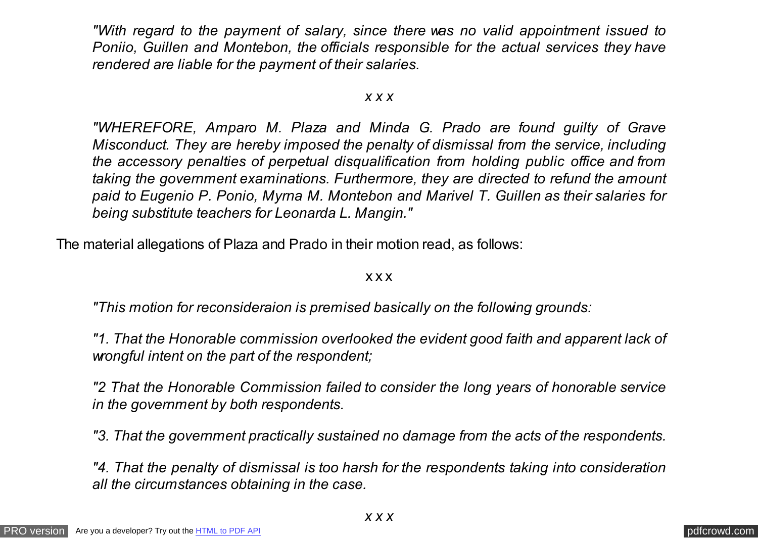*"With regard to the payment of salary, since there was no valid appointment issued to Poniio, Guillen and Montebon, the officials responsible for the actual services they have rendered are liable for the payment of their salaries.*

*x x x*

*"WHEREFORE, Amparo M. Plaza and Minda G. Prado are found guilty of Grave Misconduct. They are hereby imposed the penalty of dismissal from the service, including the accessory penalties of perpetual disqualification from holding public office and from taking the government examinations. Furthermore, they are directed to refund the amount paid to Eugenio P. Ponio, Myrna M. Montebon and Marivel T. Guillen as their salaries for being substitute teachers for Leonarda L. Mangin."*

The material allegations of Plaza and Prado in their motion read, as follows:

x x x

*"This motion for reconsideraion is premised basically on the following grounds:*

*"1. That the Honorable commission overlooked the evident good faith and apparent lack of wrongful intent on the part of the respondent;*

*"2 That the Honorable Commission failed to consider the long years of honorable service in the government by both respondents.*

*"3. That the government practically sustained no damage from the acts of the respondents.*

*"4. That the penalty of dismissal is too harsh for the respondents taking into consideration all the circumstances obtaining in the case.*

*x x x*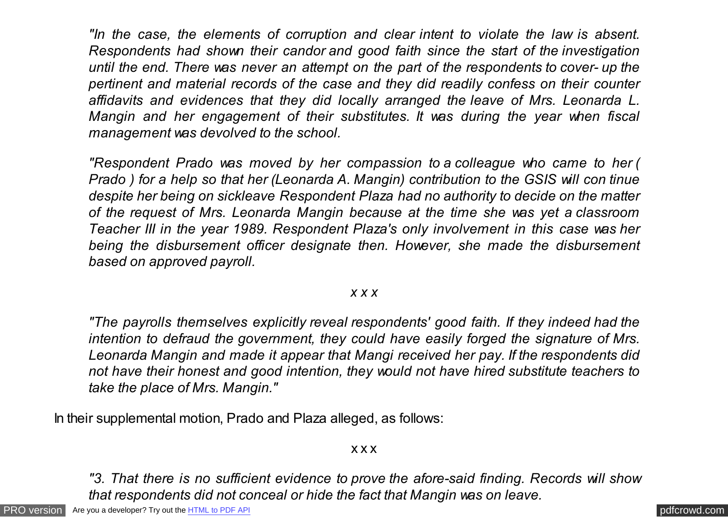*"In the case, the elements of corruption and clear intent to violate the law is absent. Respondents had shown their candor and good faith since the start of the investigation until the end. There was never an attempt on the part of the respondents to cover- up the pertinent and material records of the case and they did readily confess on their counter affidavits and evidences that they did locally arranged the leave of Mrs. Leonarda L. Mangin and her engagement of their substitutes. It was during the year when fiscal management was devolved to the school.*

*"Respondent Prado was moved by her compassion to a colleague who came to her ( Prado ) for a help so that her (Leonarda A. Mangin) contribution to the GSIS will con tinue despite her being on sickleave Respondent Plaza had no authority to decide on the matter of the request of Mrs. Leonarda Mangin because at the time she was yet a classroom Teacher III in the year 1989. Respondent Plaza's only involvement in this case was her being the disbursement officer designate then. However, she made the disbursement based on approved payroll.*

*x x x*

*"The payrolls themselves explicitly reveal respondents' good faith. If they indeed had the intention to defraud the government, they could have easily forged the signature of Mrs. Leonarda Mangin and made it appear that Mangi received her pay. If the respondents did not have their honest and good intention, they would not have hired substitute teachers to take the place of Mrs. Mangin."*

In their supplemental motion, Prado and Plaza alleged, as follows:

x x x

*"3. That there is no sufficient evidence to prove the afore-said finding. Records will show that respondents did not conceal or hide the fact that Mangin was on leave.*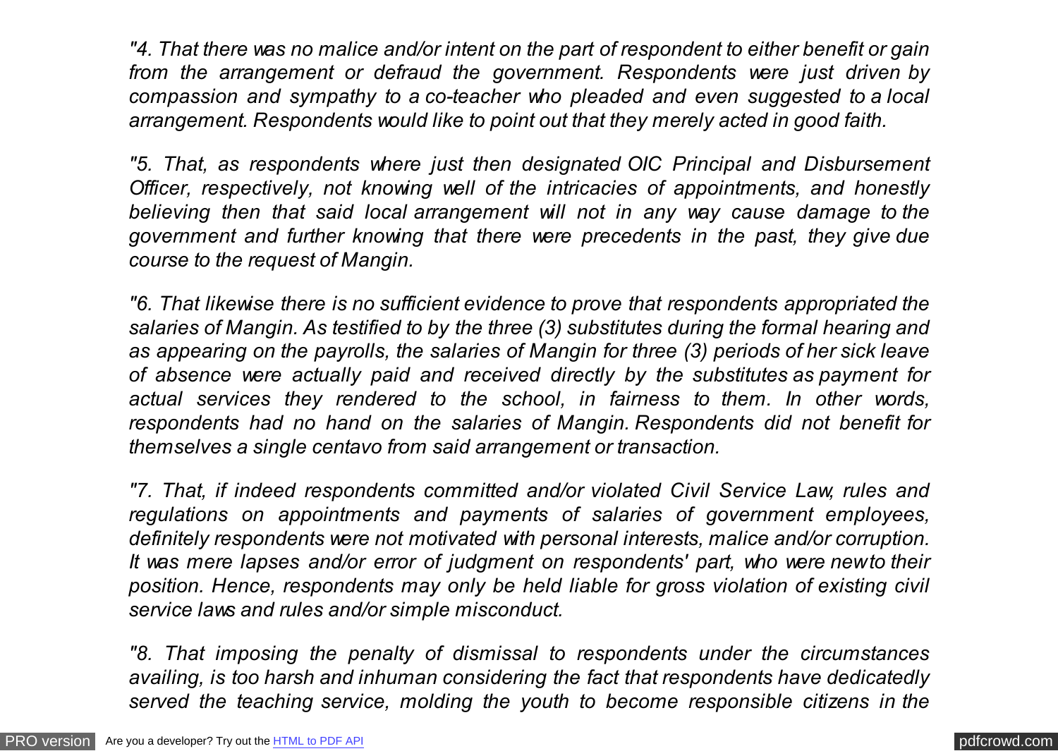*"4. That there was no malice and/or intent on the part of respondent to either benefit or gain from the arrangement or defraud the government. Respondents were just driven by compassion and sympathy to a co-teacher who pleaded and even suggested to a local arrangement. Respondents would like to point out that they merely acted in good faith.*

*"5. That, as respondents where just then designated OIC Principal and Disbursement Officer, respectively, not knowing well of the intricacies of appointments, and honestly believing then that said local arrangement will not in any way cause damage to the government and further knowing that there were precedents in the past, they give due course to the request of Mangin.*

*"6. That likewise there is no sufficient evidence to prove that respondents appropriated the salaries of Mangin. As testified to by the three (3) substitutes during the formal hearing and as appearing on the payrolls, the salaries of Mangin for three (3) periods of her sick leave of absence were actually paid and received directly by the substitutes as payment for actual services they rendered to the school, in fairness to them. In other words, respondents had no hand on the salaries of Mangin. Respondents did not benefit for themselves a single centavo from said arrangement or transaction.*

*"7. That, if indeed respondents committed and/or violated Civil Service Law, rules and regulations on appointments and payments of salaries of government employees, definitely respondents were not motivated with personal interests, malice and/or corruption. It was mere lapses and/or error of judgment on respondents' part, who were new to their position. Hence, respondents may only be held liable for gross violation of existing civil service laws and rules and/or simple misconduct.*

*"8. That imposing the penalty of dismissal to respondents under the circumstances availing, is too harsh and inhuman considering the fact that respondents have dedicatedly served the teaching service, molding the youth to become responsible citizens in the*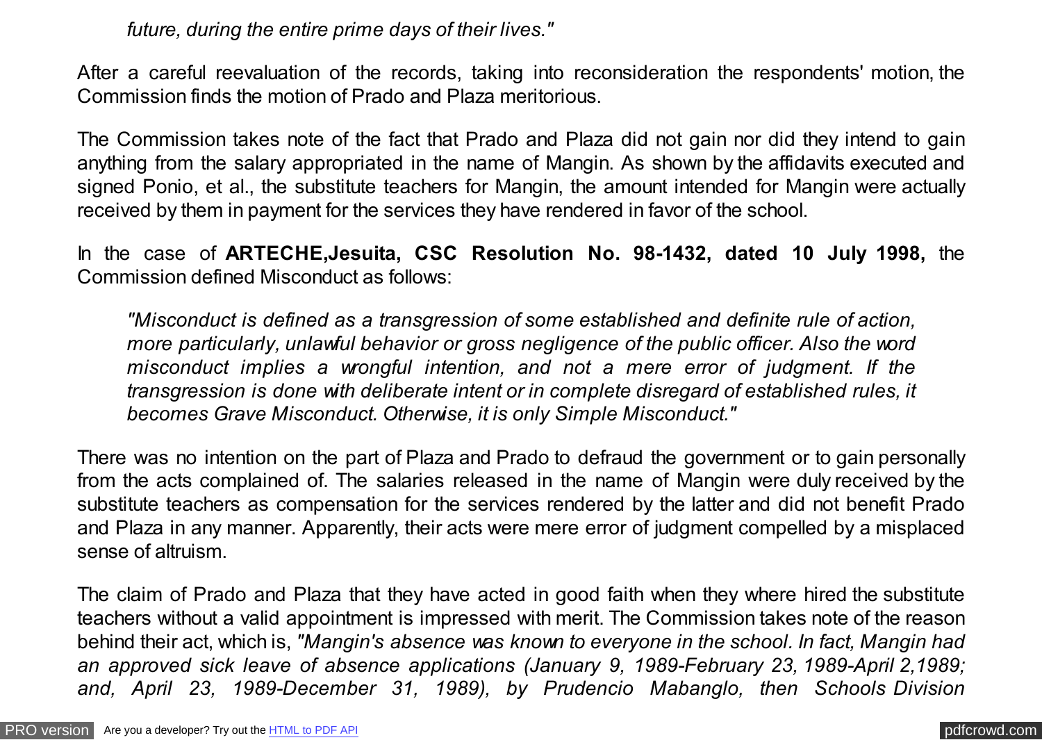*future, during the entire prime days of their lives."*

After a careful reevaluation of the records, taking into reconsideration the respondents' motion, the Commission finds the motion of Prado and Plaza meritorious.

The Commission takes note of the fact that Prado and Plaza did not gain nor did they intend to gain anything from the salary appropriated in the name of Mangin. As shown by the affidavits executed and signed Ponio, et al., the substitute teachers for Mangin, the amount intended for Mangin were actually received by them in payment for the services they have rendered in favor of the school.

In the case of **ARTECHE,Jesuita, CSC Resolution No. 98-1432, dated 10 July 1998,** the Commission defined Misconduct as follows:

> *"Misconduct is defined as a transgression of some established and definite rule of action, more particularly, unlawful behavior or gross negligence of the public officer. Also the word misconduct implies a wrongful intention, and not a mere error of judgment. If the transgression is done with deliberate intent or in complete disregard of established rules, it becomes Grave Misconduct. Otherwise, it is only Simple Misconduct."*

There was no intention on the part of Plaza and Prado to defraud the government or to gain personally from the acts complained of. The salaries released in the name of Mangin were duly received by the substitute teachers as compensation for the services rendered by the latter and did not benefit Prado and Plaza in any manner. Apparently, their acts were mere error of judgment compelled by a misplaced sense of altruism.

The claim of Prado and Plaza that they have acted in good faith when they where hired the substitute teachers without a valid appointment is impressed with merit. The Commission takes note of the reason behind their act, which is, *"Mangin's absence was known to everyone in the school. In fact, Mangin had an approved sick leave of absence applications (January 9, 1989-February 23, 1989-April 2,1989; and, April 23, 1989-December 31, 1989), by Prudencio Mabanglo, then Schools Division*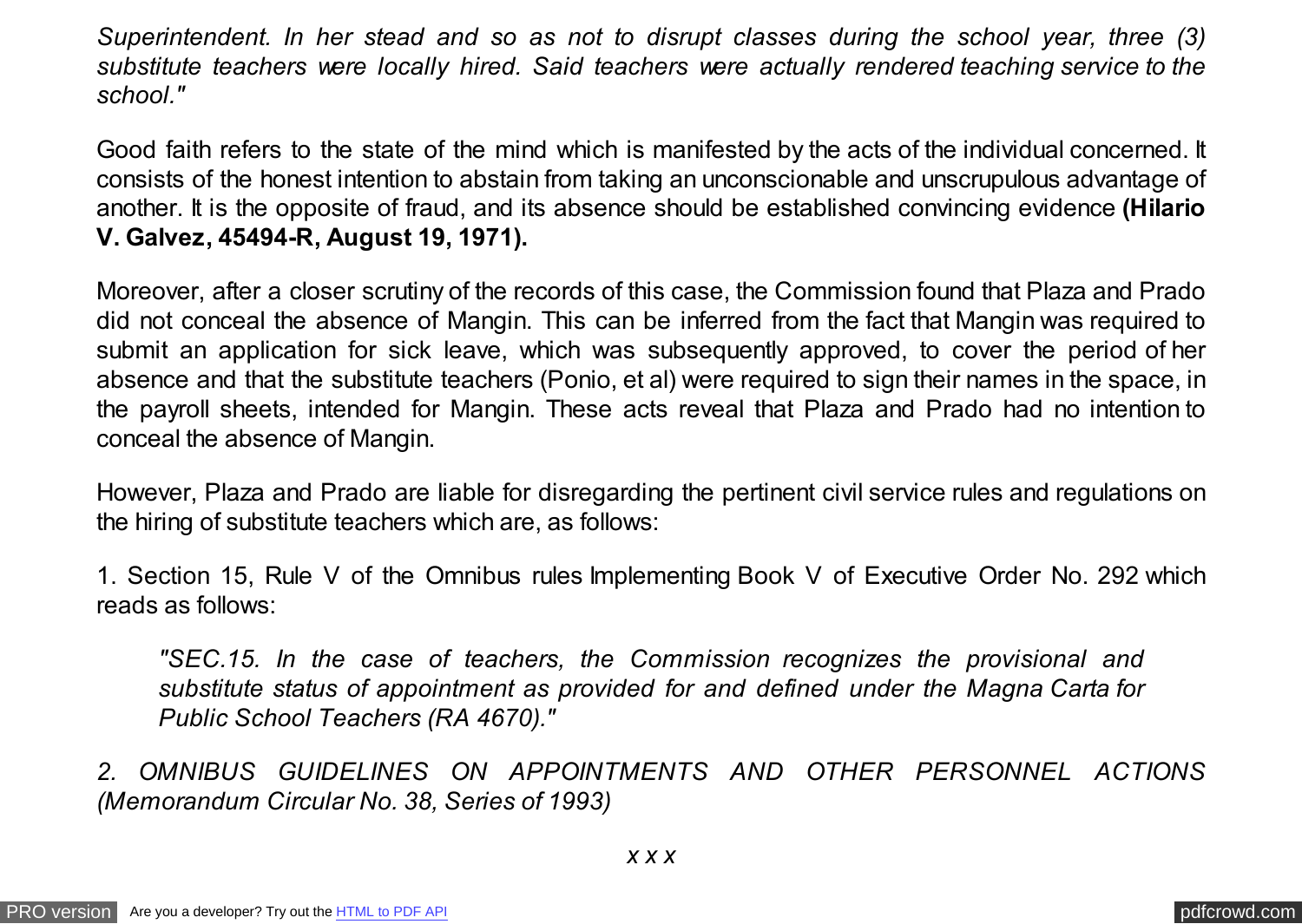*Superintendent. In her stead and so as not to disrupt classes during the school year, three (3) substitute teachers were locally hired. Said teachers were actually rendered teaching service to the school."*

Good faith refers to the state of the mind which is manifested by the acts of the individual concerned. It consists of the honest intention to abstain from taking an unconscionable and unscrupulous advantage of another. It is the opposite of fraud, and its absence should be established convincing evidence **(Hilario V. Galvez, 45494-R, August 19, 1971).**

Moreover, after a closer scrutiny of the records of this case, the Commission found that Plaza and Prado did not conceal the absence of Mangin. This can be inferred from the fact that Mangin was required to submit an application for sick leave, which was subsequently approved, to cover the period of her absence and that the substitute teachers (Ponio, et al) were required to sign their names in the space, in the payroll sheets, intended for Mangin. These acts reveal that Plaza and Prado had no intention to conceal the absence of Mangin.

However, Plaza and Prado are liable for disregarding the pertinent civil service rules and regulations on the hiring of substitute teachers which are, as follows:

1. Section 15, Rule V of the Omnibus rules Implementing Book V of Executive Order No. 292 which reads as follows:

> *"SEC.15. In the case of teachers, the Commission recognizes the provisional and substitute status of appointment as provided for and defined under the Magna Carta for Public School Teachers (RA 4670)."*

*2. OMNIBUS GUIDELINES ON APPOINTMENTS AND OTHER PERSONNEL ACTIONS (Memorandum Circular No. 38, Series of 1993)*

*x x x*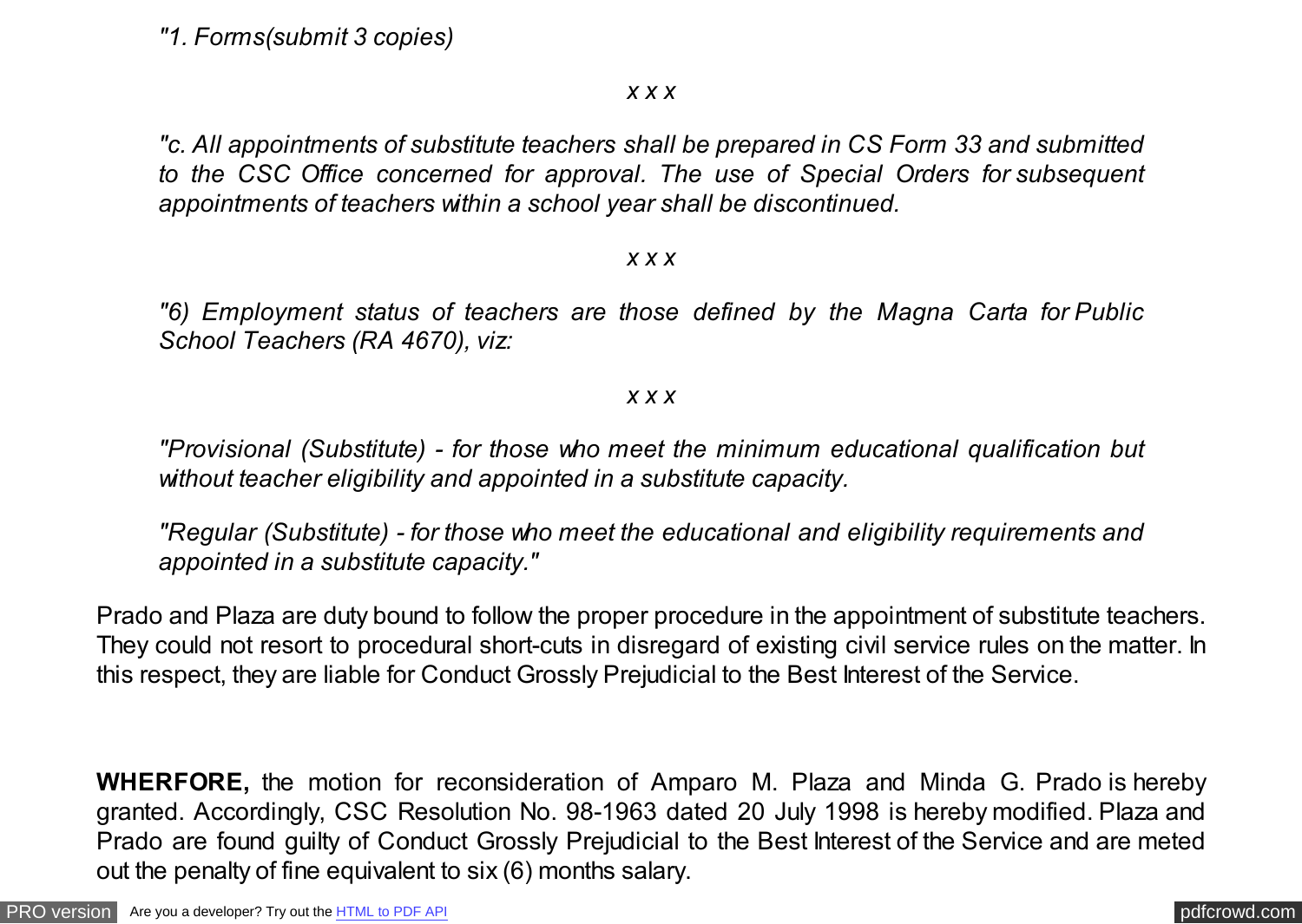*"1. Forms(submit 3 copies)*

*x x x*

*"c. All appointments of substitute teachers shall be prepared in CS Form 33 and submitted to the CSC Office concerned for approval. The use of Special Orders for subsequent appointments of teachers within a school year shall be discontinued.*

*x x x*

*"6) Employment status of teachers are those defined by the Magna Carta for Public School Teachers (RA 4670), viz:*

*x x x*

*"Provisional (Substitute) - for those who meet the minimum educational qualification but without teacher eligibility and appointed in a substitute capacity.*

*"Regular (Substitute) - for those who meet the educational and eligibility requirements and appointed in a substitute capacity."*

Prado and Plaza are duty bound to follow the proper procedure in the appointment of substitute teachers. They could not resort to procedural short-cuts in disregard of existing civil service rules on the matter. In this respect, they are liable for Conduct Grossly Prejudicial to the Best Interest of the Service.

**WHERFORE,** the motion for reconsideration of Amparo M. Plaza and Minda G. Prado is hereby granted. Accordingly, CSC Resolution No. 98-1963 dated 20 July 1998 is hereby modified. Plaza and Prado are found guilty of Conduct Grossly Prejudicial to the Best Interest of the Service and are meted out the penalty of fine equivalent to six (6) months salary.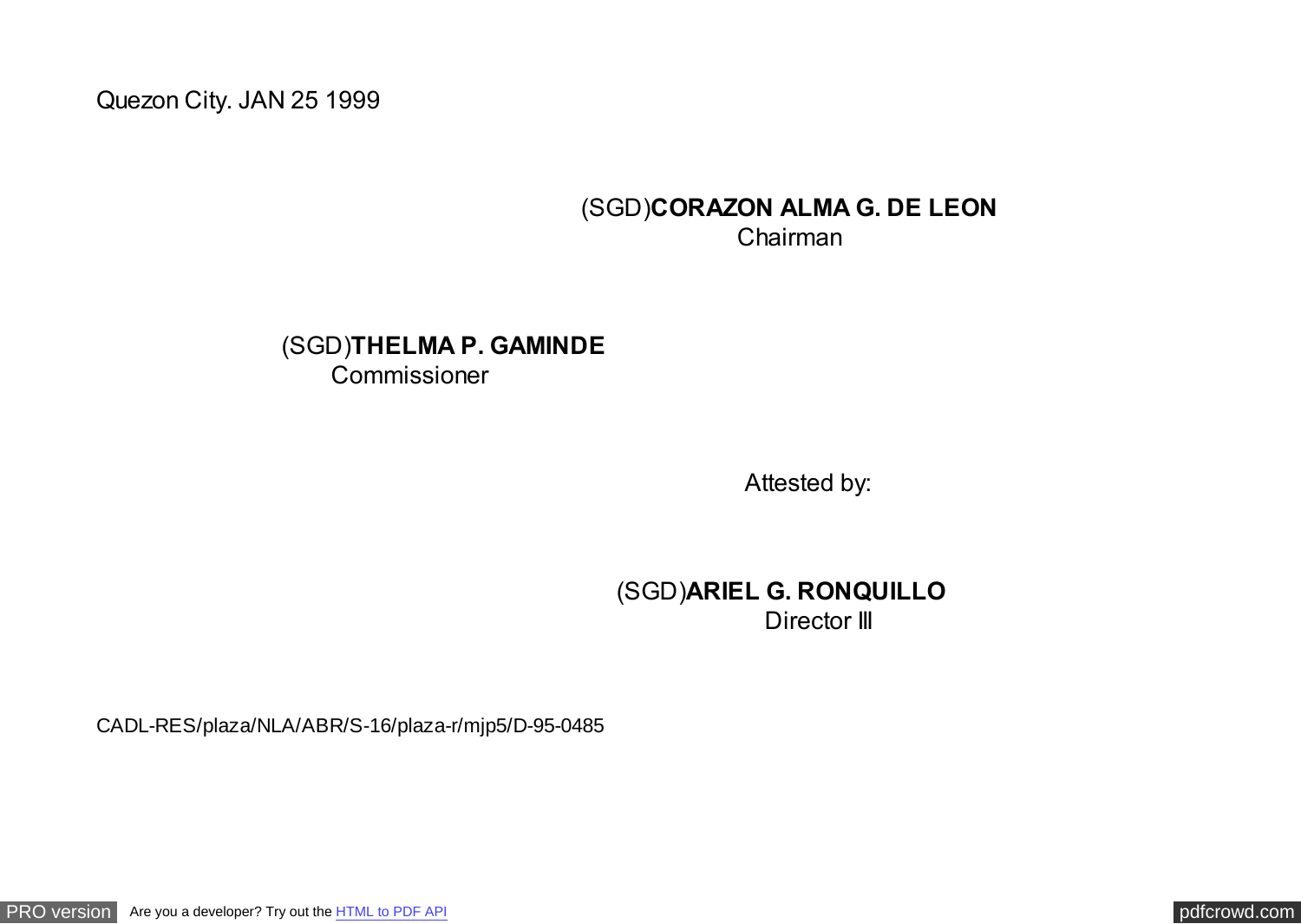Quezon City. JAN 25 1999

(SGD)**CORAZON ALMA G. DE LEON**
Chairman

(SGD)**THELMA P. GAMINDE**
Commissioner

Attested by:

(SGD)**ARIEL G. RONQUILLO**
Director III

CADL-RES/plaza/NLA/ABR/S-16/plaza-r/mjp5/D-95-0485